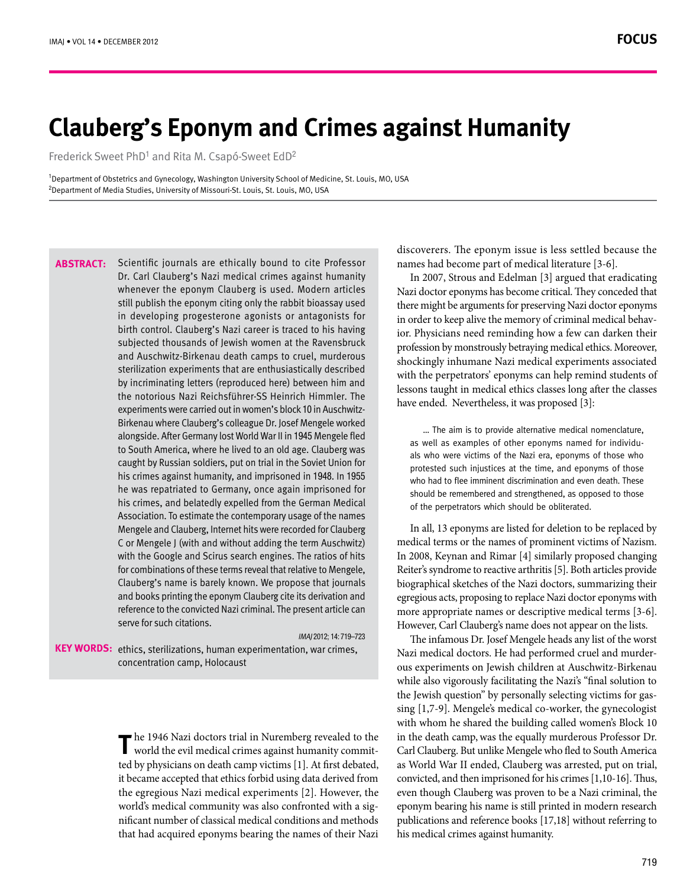# Clauberg's Eponym and Crimes against Humanity

Frederick Sweet PhD[1] and Rita M. Csapó-Sweet EdD[2]

[1]Department of Obstetrics and Gynecology, Washington University School of Medicine, St. Louis, MO, USA
[2]Department of Media Studies, University of Missouri-St. Louis, St. Louis, MO, USA

**ABSTRACT:** Scientific journals are ethically bound to cite Professor Dr. Carl Clauberg's Nazi medical crimes against humanity whenever the eponym Clauberg is used. Modern articles still publish the eponym citing only the rabbit bioassay used in developing progesterone agonists or antagonists for birth control. Clauberg's Nazi career is traced to his having subjected thousands of Jewish women at the Ravensbruck and Auschwitz-Birkenau death camps to cruel, murderous sterilization experiments that are enthusiastically described by incriminating letters (reproduced here) between him and the notorious Nazi Reichsführer-SS Heinrich Himmler. The experiments were carried out in women's block 10 in Auschwitz-Birkenau where Clauberg's colleague Dr. Josef Mengele worked alongside. After Germany lost World War II in 1945 Mengele fled to South America, where he lived to an old age. Clauberg was caught by Russian soldiers, put on trial in the Soviet Union for his crimes against humanity, and imprisoned in 1948. In 1955 he was repatriated to Germany, once again imprisoned for his crimes, and belatedly expelled from the German Medical Association. To estimate the contemporary usage of the names Mengele and Clauberg, Internet hits were recorded for Clauberg C or Mengele J (with and without adding the term Auschwitz) with the Google and Scirus search engines. The ratios of hits for combinations of these terms reveal that relative to Mengele, Clauberg's name is barely known. We propose that journals and books printing the eponym Clauberg cite its derivation and reference to the convicted Nazi criminal. The present article can serve for such citations.

*IMAJ* 2012; 14: 719–723

**KEY WORDS:** ethics, sterilizations, human experimentation, war crimes, concentration camp, Holocaust

The 1946 Nazi doctors trial in Nuremberg revealed to the world the evil medical crimes against humanity committed by physicians on death camp victims [1]. At first debated, it became accepted that ethics forbid using data derived from the egregious Nazi medical experiments [2]. However, the world's medical community was also confronted with a significant number of classical medical conditions and methods that had acquired eponyms bearing the names of their Nazi discoverers. The eponym issue is less settled because the names had become part of medical literature [3-6].

In 2007, Strous and Edelman [3] argued that eradicating Nazi doctor eponyms has become critical. They conceded that there might be arguments for preserving Nazi doctor eponyms in order to keep alive the memory of criminal medical behavior. Physicians need reminding how a few can darken their profession by monstrously betraying medical ethics. Moreover, shockingly inhumane Nazi medical experiments associated with the perpetrators' eponyms can help remind students of lessons taught in medical ethics classes long after the classes have ended. Nevertheless, it was proposed [3]:

> ... The aim is to provide alternative medical nomenclature, as well as examples of other eponyms named for individuals who were victims of the Nazi era, eponyms of those who protested such injustices at the time, and eponyms of those who had to flee imminent discrimination and even death. These should be remembered and strengthened, as opposed to those of the perpetrators which should be obliterated.

In all, 13 eponyms are listed for deletion to be replaced by medical terms or the names of prominent victims of Nazism. In 2008, Keynan and Rimar [4] similarly proposed changing Reiter's syndrome to reactive arthritis [5]. Both articles provide biographical sketches of the Nazi doctors, summarizing their egregious acts, proposing to replace Nazi doctor eponyms with more appropriate names or descriptive medical terms [3-6]. However, Carl Clauberg's name does not appear on the lists.

The infamous Dr. Josef Mengele heads any list of the worst Nazi medical doctors. He had performed cruel and murderous experiments on Jewish children at Auschwitz-Birkenau while also vigorously facilitating the Nazi's "final solution to the Jewish question" by personally selecting victims for gassing [1,7-9]. Mengele's medical co-worker, the gynecologist with whom he shared the building called women's Block 10 in the death camp, was the equally murderous Professor Dr. Carl Clauberg. But unlike Mengele who fled to South America as World War II ended, Clauberg was arrested, put on trial, convicted, and then imprisoned for his crimes [1,10-16]. Thus, even though Clauberg was proven to be a Nazi criminal, the eponym bearing his name is still printed in modern research publications and reference books [17,18] without referring to his medical crimes against humanity.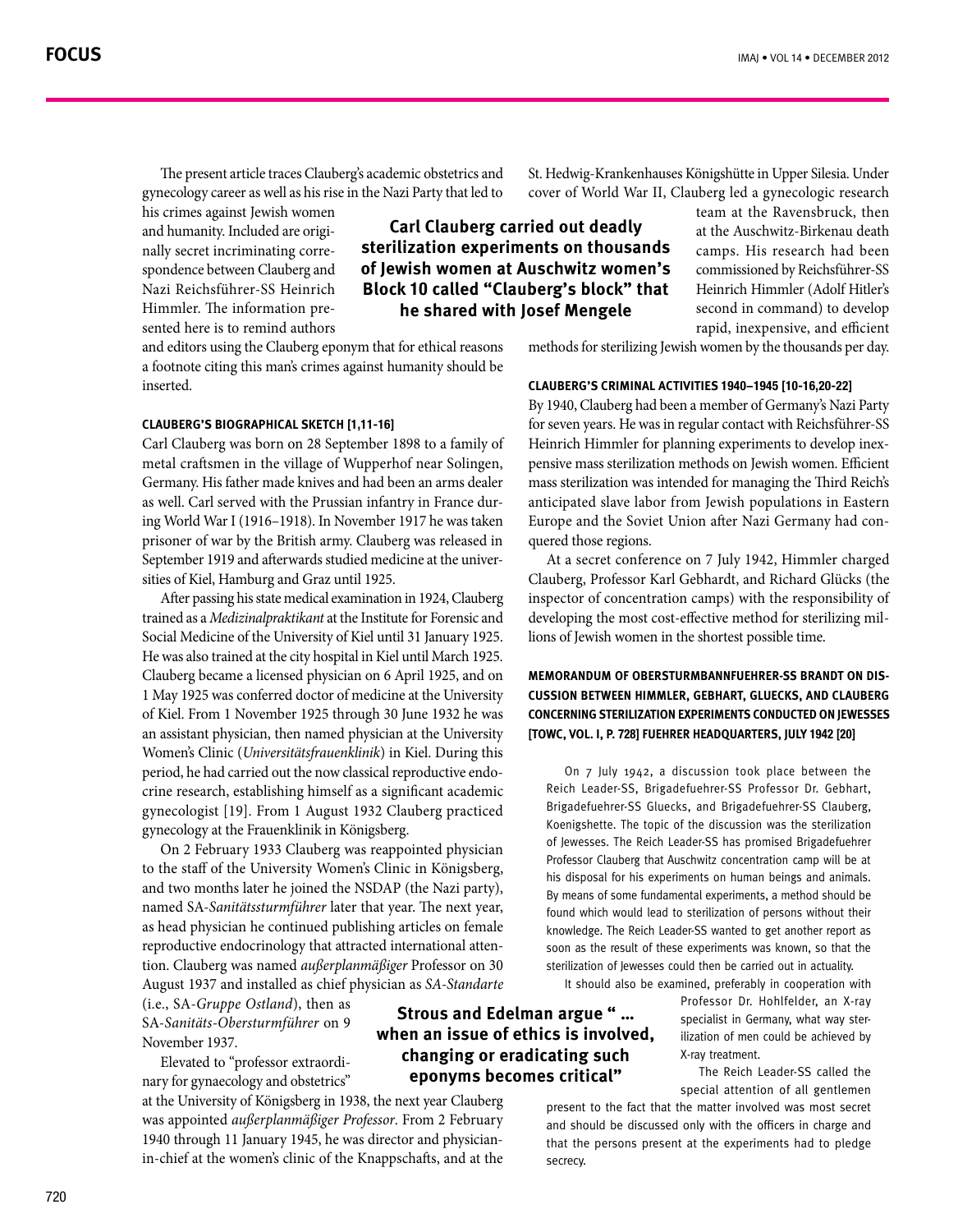The present article traces Clauberg's academic obstetrics and gynecology career as well as his rise in the Nazi Party that led to his crimes against Jewish women and humanity. Included are originally secret incriminating correspondence between Clauberg and Nazi Reichsführer-SS Heinrich Himmler. The information presented here is to remind authors and editors using the Clauberg eponym that for ethical reasons a footnote citing this man's crimes against humanity should be inserted.

**Carl Clauberg carried out deadly sterilization experiments on thousands of Jewish women at Auschwitz women's Block 10 called "Clauberg's block" that he shared with Josef Mengele**

#### CLAUBERG'S BIOGRAPHICAL SKETCH [1,11-16]

Carl Clauberg was born on 28 September 1898 to a family of metal craftsmen in the village of Wupperhof near Solingen, Germany. His father made knives and had been an arms dealer as well. Carl served with the Prussian infantry in France during World War I (1916–1918). In November 1917 he was taken prisoner of war by the British army. Clauberg was released in September 1919 and afterwards studied medicine at the universities of Kiel, Hamburg and Graz until 1925.

After passing his state medical examination in 1924, Clauberg trained as a *Medizinalpraktikant* at the Institute for Forensic and Social Medicine of the University of Kiel until 31 January 1925. He was also trained at the city hospital in Kiel until March 1925. Clauberg became a licensed physician on 6 April 1925, and on 1 May 1925 was conferred doctor of medicine at the University of Kiel. From 1 November 1925 through 30 June 1932 he was an assistant physician, then named physician at the University Women's Clinic (*Universitätsfrauenklinik*) in Kiel. During this period, he had carried out the now classical reproductive endocrine research, establishing himself as a significant academic gynecologist [19]. From 1 August 1932 Clauberg practiced gynecology at the Frauenklinik in Königsberg.

On 2 February 1933 Clauberg was reappointed physician to the staff of the University Women's Clinic in Königsberg, and two months later he joined the NSDAP (the Nazi party), named SA-*Sanitätssturmführer* later that year. The next year, as head physician he continued publishing articles on female reproductive endocrinology that attracted international attention. Clauberg was named *außerplanmäßiger* Professor on 30 August 1937 and installed as chief physician as *SA-Standarte* (i.e., SA-*Gruppe Ostland*), then as SA-*Sanitäts-Obersturmführer* on 9 November 1937.

**Strous and Edelman argue " ... when an issue of ethics is involved, changing or eradicating such eponyms becomes critical"**

Elevated to "professor extraordinary for gynaecology and obstetrics" at the University of Königsberg in 1938, the next year Clauberg was appointed *außerplanmäßiger Professor*. From 2 February 1940 through 11 January 1945, he was director and physician-in-chief at the women's clinic of the Knappschafts, and at the St. Hedwig-Krankenhauses Königshütte in Upper Silesia. Under cover of World War II, Clauberg led a gynecologic research team at the Ravensbruck, then at the Auschwitz-Birkenau death camps. His research had been commissioned by Reichsführer-SS Heinrich Himmler (Adolf Hitler's second in command) to develop rapid, inexpensive, and efficient methods for sterilizing Jewish women by the thousands per day.

#### CLAUBERG'S CRIMINAL ACTIVITIES 1940–1945 [10-16,20-22]

By 1940, Clauberg had been a member of Germany's Nazi Party for seven years. He was in regular contact with Reichsführer-SS Heinrich Himmler for planning experiments to develop inexpensive mass sterilization methods on Jewish women. Efficient mass sterilization was intended for managing the Third Reich's anticipated slave labor from Jewish populations in Eastern Europe and the Soviet Union after Nazi Germany had conquered those regions.

At a secret conference on 7 July 1942, Himmler charged Clauberg, Professor Karl Gebhardt, and Richard Glücks (the inspector of concentration camps) with the responsibility of developing the most cost-effective method for sterilizing millions of Jewish women in the shortest possible time.

#### MEMORANDUM OF OBERSTURMBANNFUEHRER-SS BRANDT ON DISCUSSION BETWEEN HIMMLER, GEBHART, GLUECKS, AND CLAUBERG CONCERNING STERILIZATION EXPERIMENTS CONDUCTED ON JEWESSES [TOWC, VOL. I, P. 728] FUEHRER HEADQUARTERS, JULY 1942 [20]

> On 7 July 1942, a discussion took place between the Reich Leader-SS, Brigadefuehrer-SS Professor Dr. Gebhart, Brigadefuehrer-SS Gluecks, and Brigadefuehrer-SS Clauberg, Koenigshette. The topic of the discussion was the sterilization of Jewesses. The Reich Leader-SS has promised Brigadefuehrer Professor Clauberg that Auschwitz concentration camp will be at his disposal for his experiments on human beings and animals. By means of some fundamental experiments, a method should be found which would lead to sterilization of persons without their knowledge. The Reich Leader-SS wanted to get another report as soon as the result of these experiments was known, so that the sterilization of Jewesses could then be carried out in actuality.
>
> It should also be examined, preferably in cooperation with Professor Dr. Hohlfelder, an X-ray specialist in Germany, what way sterilization of men could be achieved by X-ray treatment.
>
> The Reich Leader-SS called the special attention of all gentlemen present to the fact that the matter involved was most secret and should be discussed only with the officers in charge and that the persons present at the experiments had to pledge secrecy.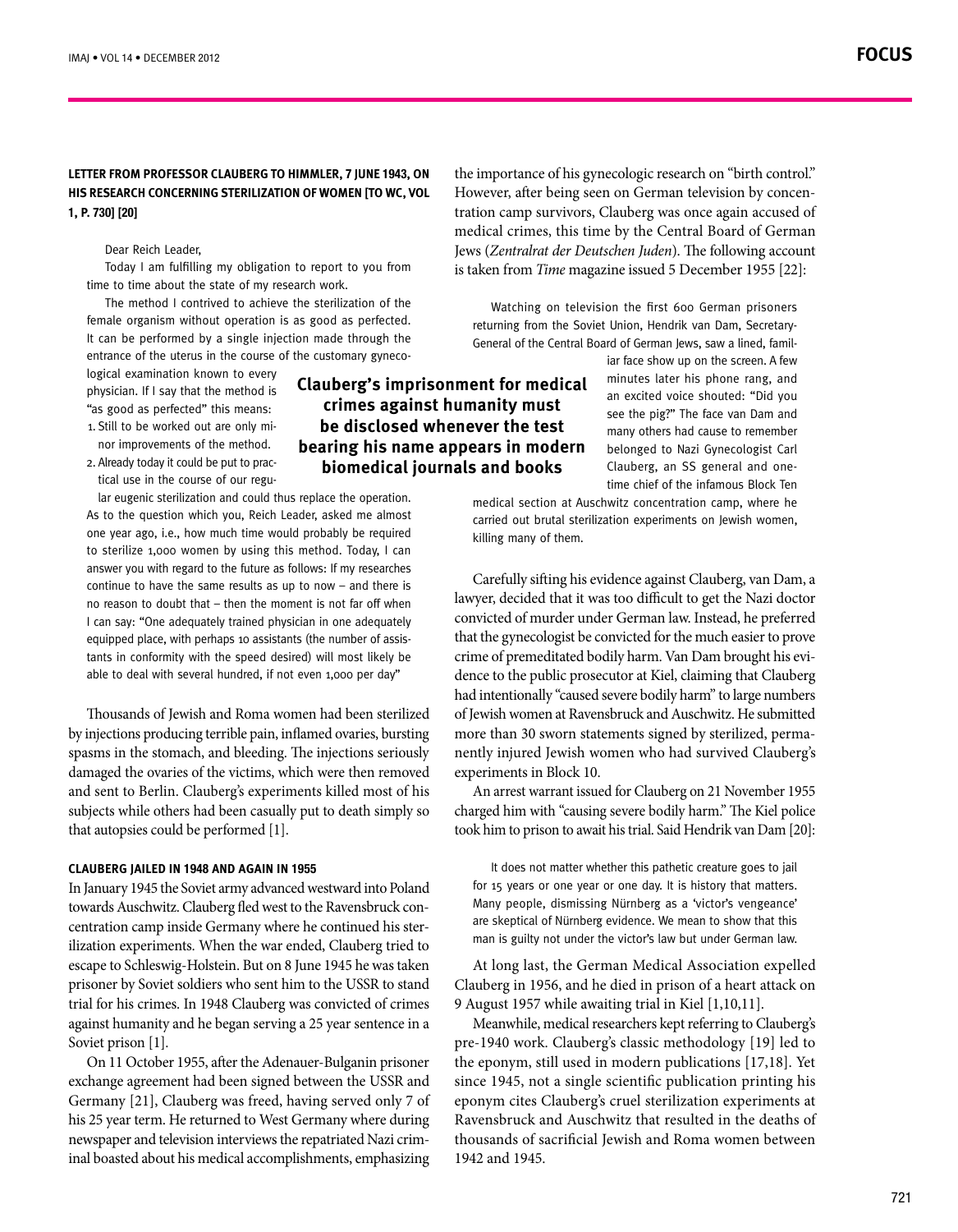### LETTER FROM PROFESSOR CLAUBERG TO HIMMLER, 7 JUNE 1943, ON HIS RESEARCH CONCERNING STERILIZATION OF WOMEN [TO WC, VOL 1, P. 730] [20]

> Dear Reich Leader,
>
> Today I am fulfilling my obligation to report to you from time to time about the state of my research work.
>
> The method I contrived to achieve the sterilization of the female organism without operation is as good as perfected. It can be performed by a single injection made through the entrance of the uterus in the course of the customary gynecological examination known to every physician. If I say that the method is "as good as perfected" this means:
>
> 1. Still to be worked out are only minor improvements of the method.
> 2. Already today it could be put to practical use in the course of our regular eugenic sterilization and could thus replace the operation.
>
> As to the question which you, Reich Leader, asked me almost one year ago, i.e., how much time would probably be required to sterilize 1,000 women by using this method. Today, I can answer you with regard to the future as follows: If my researches continue to have the same results as up to now – and there is no reason to doubt that – then the moment is not far off when I can say: "One adequately trained physician in one adequately equipped place, with perhaps 10 assistants (the number of assistants in conformity with the speed desired) will most likely be able to deal with several hundred, if not even 1,000 per day"

Thousands of Jewish and Roma women had been sterilized by injections producing terrible pain, inflamed ovaries, bursting spasms in the stomach, and bleeding. The injections seriously damaged the ovaries of the victims, which were then removed and sent to Berlin. Clauberg's experiments killed most of his subjects while others had been casually put to death simply so that autopsies could be performed [1].

### CLAUBERG JAILED IN 1948 AND AGAIN IN 1955

In January 1945 the Soviet army advanced westward into Poland towards Auschwitz. Clauberg fled west to the Ravensbruck concentration camp inside Germany where he continued his sterilization experiments. When the war ended, Clauberg tried to escape to Schleswig-Holstein. But on 8 June 1945 he was taken prisoner by Soviet soldiers who sent him to the USSR to stand trial for his crimes. In 1948 Clauberg was convicted of crimes against humanity and he began serving a 25 year sentence in a Soviet prison [1].

On 11 October 1955, after the Adenauer-Bulganin prisoner exchange agreement had been signed between the USSR and Germany [21], Clauberg was freed, having served only 7 of his 25 year term. He returned to West Germany where during newspaper and television interviews the repatriated Nazi criminal boasted about his medical accomplishments, emphasizing the importance of his gynecologic research on "birth control." However, after being seen on German television by concentration camp survivors, Clauberg was once again accused of medical crimes, this time by the Central Board of German Jews (*Zentralrat der Deutschen Juden*). The following account is taken from *Time* magazine issued 5 December 1955 [22]:

> Watching on television the first 600 German prisoners returning from the Soviet Union, Hendrik van Dam, Secretary-General of the Central Board of German Jews, saw a lined, familiar face show up on the screen. A few minutes later his phone rang, and an excited voice shouted: "Did you see the pig?" The face van Dam and many others had cause to remember belonged to Nazi Gynecologist Carl Clauberg, an SS general and onetime chief of the infamous Block Ten medical section at Auschwitz concentration camp, where he carried out brutal sterilization experiments on Jewish women, killing many of them.

**Clauberg's imprisonment for medical crimes against humanity must be disclosed whenever the test bearing his name appears in modern biomedical journals and books**

Carefully sifting his evidence against Clauberg, van Dam, a lawyer, decided that it was too difficult to get the Nazi doctor convicted of murder under German law. Instead, he preferred that the gynecologist be convicted for the much easier to prove crime of premeditated bodily harm. Van Dam brought his evidence to the public prosecutor at Kiel, claiming that Clauberg had intentionally "caused severe bodily harm" to large numbers of Jewish women at Ravensbruck and Auschwitz. He submitted more than 30 sworn statements signed by sterilized, permanently injured Jewish women who had survived Clauberg's experiments in Block 10.

An arrest warrant issued for Clauberg on 21 November 1955 charged him with "causing severe bodily harm." The Kiel police took him to prison to await his trial. Said Hendrik van Dam [20]:

> It does not matter whether this pathetic creature goes to jail for 15 years or one year or one day. It is history that matters. Many people, dismissing Nürnberg as a 'victor's vengeance' are skeptical of Nürnberg evidence. We mean to show that this man is guilty not under the victor's law but under German law.

At long last, the German Medical Association expelled Clauberg in 1956, and he died in prison of a heart attack on 9 August 1957 while awaiting trial in Kiel [1,10,11].

Meanwhile, medical researchers kept referring to Clauberg's pre-1940 work. Clauberg's classic methodology [19] led to the eponym, still used in modern publications [17,18]. Yet since 1945, not a single scientific publication printing his eponym cites Clauberg's cruel sterilization experiments at Ravensbruck and Auschwitz that resulted in the deaths of thousands of sacrificial Jewish and Roma women between 1942 and 1945.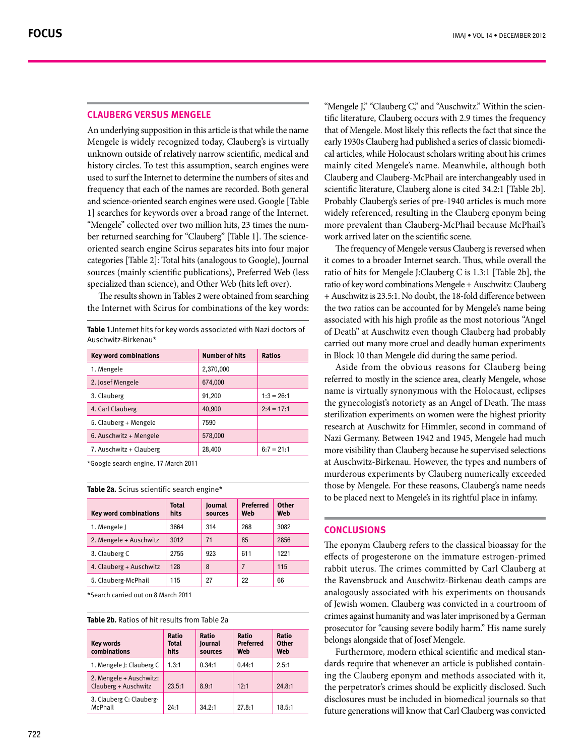## CLAUBERG VERSUS MENGELE

An underlying supposition in this article is that while the name Mengele is widely recognized today, Clauberg's is virtually unknown outside of relatively narrow scientific, medical and history circles. To test this assumption, search engines were used to surf the Internet to determine the numbers of sites and frequency that each of the names are recorded. Both general and science-oriented search engines were used. Google [Table 1] searches for keywords over a broad range of the Internet. "Mengele" collected over two million hits, 23 times the number returned searching for "Clauberg" [Table 1]. The science-oriented search engine Scirus separates hits into four major categories [Table 2]: Total hits (analogous to Google), Journal sources (mainly scientific publications), Preferred Web (less specialized than science), and Other Web (hits left over).

The results shown in Tables 2 were obtained from searching the Internet with Scirus for combinations of the key words: "Mengele J," "Clauberg C," and "Auschwitz." Within the scientific literature, Clauberg occurs with 2.9 times the frequency that of Mengele. Most likely this reflects the fact that since the early 1930s Clauberg had published a series of classic biomedical articles, while Holocaust scholars writing about his crimes mainly cited Mengele's name. Meanwhile, although both Clauberg and Clauberg-McPhail are interchangeably used in scientific literature, Clauberg alone is cited 34.2:1 [Table 2b]. Probably Clauberg's series of pre-1940 articles is much more widely referenced, resulting in the Clauberg eponym being more prevalent than Clauberg-McPhail because McPhail's work arrived later on the scientific scene.

**Table 1.** Internet hits for key words associated with Nazi doctors of Auschwitz-Birkenau*

| Key word combinations | Number of hits | Ratios |
|---|---|---|
| 1. Mengele | 2,370,000 | |
| 2. Josef Mengele | 674,000 | |
| 3. Clauberg | 91,200 | 1:3 = 26:1 |
| 4. Carl Clauberg | 40,900 | 2:4 = 17:1 |
| 5. Clauberg + Mengele | 7590 | |
| 6. Auschwitz + Mengele | 578,000 | |
| 7. Auschwitz + Clauberg | 28,400 | 6:7 = 21:1 |

*Google search engine, 17 March 2011

**Table 2a.** Scirus scientific search engine*

| Key word combinations | Total hits | Journal sources | Preferred Web | Other Web |
|---|---|---|---|---|
| 1. Mengele J | 3664 | 314 | 268 | 3082 |
| 2. Mengele + Auschwitz | 3012 | 71 | 85 | 2856 |
| 3. Clauberg C | 2755 | 923 | 611 | 1221 |
| 4. Clauberg + Auschwitz | 128 | 8 | 7 | 115 |
| 5. Clauberg-McPhail | 115 | 27 | 22 | 66 |

*Search carried out on 8 March 2011

**Table 2b.** Ratios of hit results from Table 2a

| Key words combinations | Ratio Total hits | Ratio Journal sources | Ratio Preferred Web | Ratio Other Web |
|---|---|---|---|---|
| 1. Mengele J: Clauberg C | 1.3:1 | 0.34:1 | 0.44:1 | 2.5:1 |
| 2. Mengele + Auschwitz: Clauberg + Auschwitz | 23.5:1 | 8.9:1 | 12:1 | 24.8:1 |
| 3. Clauberg C: Clauberg-McPhail | 24:1 | 34.2:1 | 27.8:1 | 18.5:1 |

The frequency of Mengele versus Clauberg is reversed when it comes to a broader Internet search. Thus, while overall the ratio of hits for Mengele J:Clauberg C is 1.3:1 [Table 2b], the ratio of key word combinations Mengele + Auschwitz: Clauberg + Auschwitz is 23.5:1. No doubt, the 18-fold difference between the two ratios can be accounted for by Mengele's name being associated with his high profile as the most notorious "Angel of Death" at Auschwitz even though Clauberg had probably carried out many more cruel and deadly human experiments in Block 10 than Mengele did during the same period.

Aside from the obvious reasons for Clauberg being referred to mostly in the science area, clearly Mengele, whose name is virtually synonymous with the Holocaust, eclipses the gynecologist's notoriety as an Angel of Death. The mass sterilization experiments on women were the highest priority research at Auschwitz for Himmler, second in command of Nazi Germany. Between 1942 and 1945, Mengele had much more visibility than Clauberg because he supervised selections at Auschwitz-Birkenau. However, the types and numbers of murderous experiments by Clauberg numerically exceeded those by Mengele. For these reasons, Clauberg's name needs to be placed next to Mengele's in its rightful place in infamy.

## CONCLUSIONS

The eponym Clauberg refers to the classical bioassay for the effects of progesterone on the immature estrogen-primed rabbit uterus. The crimes committed by Carl Clauberg at the Ravensbruck and Auschwitz-Birkenau death camps are analogously associated with his experiments on thousands of Jewish women. Clauberg was convicted in a courtroom of crimes against humanity and was later imprisoned by a German prosecutor for "causing severe bodily harm." His name surely belongs alongside that of Josef Mengele.

Furthermore, modern ethical scientific and medical standards require that whenever an article is published containing the Clauberg eponym and methods associated with it, the perpetrator's crimes should be explicitly disclosed. Such disclosures must be included in biomedical journals so that future generations will know that Carl Clauberg was convicted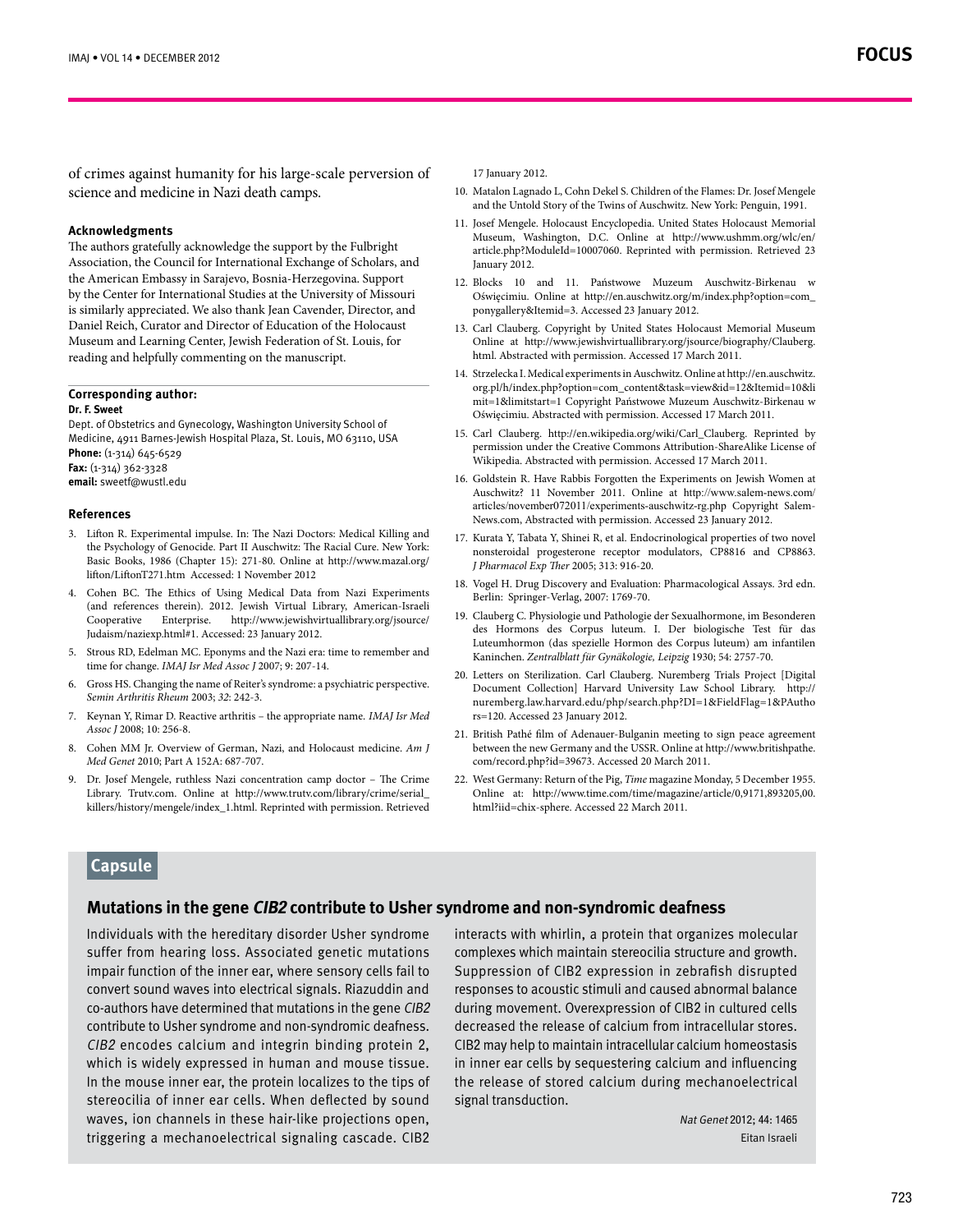of crimes against humanity for his large-scale perversion of science and medicine in Nazi death camps.

#### Acknowledgments

The authors gratefully acknowledge the support by the Fulbright Association, the Council for International Exchange of Scholars, and the American Embassy in Sarajevo, Bosnia-Herzegovina. Support by the Center for International Studies at the University of Missouri is similarly appreciated. We also thank Jean Cavender, Director, and Daniel Reich, Curator and Director of Education of the Holocaust Museum and Learning Center, Jewish Federation of St. Louis, for reading and helpfully commenting on the manuscript.

#### Corresponding author:

**Dr. F. Sweet**

Dept. of Obstetrics and Gynecology, Washington University School of Medicine, 4911 Barnes-Jewish Hospital Plaza, St. Louis, MO 63110, USA

**Phone:** (1-314) 645-6529

**Fax:** (1-314) 362-3328

**email:** sweetf@wustl.edu

#### References

3. Lifton R. Experimental impulse. In: The Nazi Doctors: Medical Killing and the Psychology of Genocide. Part II Auschwitz: The Racial Cure. New York: Basic Books, 1986 (Chapter 15): 271-80. Online at http://www.mazal.org/lifton/LiftonT271.htm Accessed: 1 November 2012
4. Cohen BC. The Ethics of Using Medical Data from Nazi Experiments (and references therein). 2012. Jewish Virtual Library, American-Israeli Cooperative Enterprise. http://www.jewishvirtuallibrary.org/jsource/Judaism/naziexp.html#1. Accessed: 23 January 2012.
5. Strous RD, Edelman MC. Eponyms and the Nazi era: time to remember and time for change. *IMAJ Isr Med Assoc J* 2007; 9: 207-14.
6. Gross HS. Changing the name of Reiter's syndrome: a psychiatric perspective. *Semin Arthritis Rheum* 2003; *32*: 242-3.
7. Keynan Y, Rimar D. Reactive arthritis – the appropriate name. *IMAJ Isr Med Assoc J* 2008; 10: 256-8.
8. Cohen MM Jr. Overview of German, Nazi, and Holocaust medicine. *Am J Med Genet* 2010; Part A 152A: 687-707.
9. Dr. Josef Mengele, ruthless Nazi concentration camp doctor – The Crime Library. Trutv.com. Online at http://www.trutv.com/library/crime/serial_killers/history/mengele/index_1.html. Reprinted with permission. Retrieved 17 January 2012.
10. Matalon Lagnado L, Cohn Dekel S. Children of the Flames: Dr. Josef Mengele and the Untold Story of the Twins of Auschwitz. New York: Penguin, 1991.
11. Josef Mengele. Holocaust Encyclopedia. United States Holocaust Memorial Museum, Washington, D.C. Online at http://www.ushmm.org/wlc/en/article.php?ModuleId=10007060. Reprinted with permission. Retrieved 23 January 2012.
12. Blocks 10 and 11. Państwowe Muzeum Auschwitz-Birkenau w Oświęcimiu. Online at http://en.auschwitz.org/m/index.php?option=com_ponygallery&Itemid=3. Accessed 23 January 2012.
13. Carl Clauberg. Copyright by United States Holocaust Memorial Museum Online at http://www.jewishvirtuallibrary.org/jsource/biography/Clauberg.html. Abstracted with permission. Accessed 17 March 2011.
14. Strzelecka I. Medical experiments in Auschwitz. Online at http://en.auschwitz.org.pl/h/index.php?option=com_content&task=view&id=12&Itemid=10&limit=1&limitstart=1 Copyright Państwowe Muzeum Auschwitz-Birkenau w Oświęcimiu. Abstracted with permission. Accessed 17 March 2011.
15. Carl Clauberg. http://en.wikipedia.org/wiki/Carl_Clauberg. Reprinted by permission under the Creative Commons Attribution-ShareAlike License of Wikipedia. Abstracted with permission. Accessed 17 March 2011.
16. Goldstein R. Have Rabbis Forgotten the Experiments on Jewish Women at Auschwitz? 11 November 2011. Online at http://www.salem-news.com/articles/november072011/experiments-auschwitz-rg.php Copyright Salem-News.com, Abstracted with permission. Accessed 23 January 2012.
17. Kurata Y, Tabata Y, Shinei R, et al. Endocrinological properties of two novel nonsteroidal progesterone receptor modulators, CP8816 and CP8863. *J Pharmacol Exp Ther* 2005; 313: 916-20.
18. Vogel H. Drug Discovery and Evaluation: Pharmacological Assays. 3rd edn. Berlin: Springer-Verlag, 2007: 1769-70.
19. Clauberg C. Physiologie und Pathologie der Sexualhormone, im Besonderen des Hormons des Corpus luteum. I. Der biologische Test für das Luteumhormon (das spezielle Hormon des Corpus luteum) am infantilen Kaninchen. *Zentralblatt für Gynäkologie, Leipzig* 1930; 54: 2757-70.
20. Letters on Sterilization. Carl Clauberg. Nuremberg Trials Project [Digital Document Collection] Harvard University Law School Library. http://nuremberg.law.harvard.edu/php/search.php?DI=1&FieldFlag=1&PAuthors=120. Accessed 23 January 2012.
21. British Pathé film of Adenauer-Bulganin meeting to sign peace agreement between the new Germany and the USSR. Online at http://www.britishpathe.com/record.php?id=39673. Accessed 20 March 2011.
22. West Germany: Return of the Pig, *Time* magazine Monday, 5 December 1955. Online at: http://www.time.com/time/magazine/article/0,9171,893205,00.html?iid=chix-sphere. Accessed 22 March 2011.

---

**Capsule**

### Mutations in the gene *CIB2* contribute to Usher syndrome and non-syndromic deafness

Individuals with the hereditary disorder Usher syndrome suffer from hearing loss. Associated genetic mutations impair function of the inner ear, where sensory cells fail to convert sound waves into electrical signals. Riazuddin and co-authors have determined that mutations in the gene *CIB2* contribute to Usher syndrome and non-syndromic deafness. *CIB2* encodes calcium and integrin binding protein 2, which is widely expressed in human and mouse tissue. In the mouse inner ear, the protein localizes to the tips of stereocilia of inner ear cells. When deflected by sound waves, ion channels in these hair-like projections open, triggering a mechanoelectrical signaling cascade. CIB2 interacts with whirlin, a protein that organizes molecular complexes which maintain stereocilia structure and growth. Suppression of CIB2 expression in zebrafish disrupted responses to acoustic stimuli and caused abnormal balance during movement. Overexpression of CIB2 in cultured cells decreased the release of calcium from intracellular stores. CIB2 may help to maintain intracellular calcium homeostasis in inner ear cells by sequestering calcium and influencing the release of stored calcium during mechanoelectrical signal transduction.

*Nat Genet* 2012; 44: 1465

Eitan Israeli